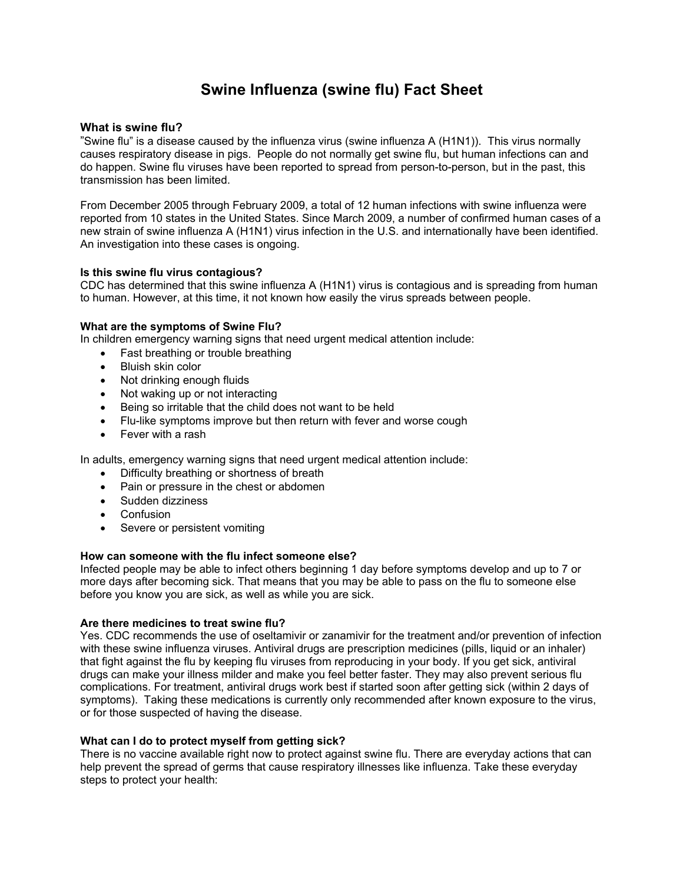# Swine Influenza (swine flu) Fact Sheet

**What is swine flu?**

”Swine flu” is a disease caused by the influenza virus (swine influenza A (H1N1)). This virus normally causes respiratory disease in pigs. People do not normally get swine flu, but human infections can and do happen. Swine flu viruses have been reported to spread from person-to-person, but in the past, this transmission has been limited.

From December 2005 through February 2009, a total of 12 human infections with swine influenza were reported from 10 states in the United States. Since March 2009, a number of confirmed human cases of a new strain of swine influenza A (H1N1) virus infection in the U.S. and internationally have been identified. An investigation into these cases is ongoing.

**Is this swine flu virus contagious?**

CDC has determined that this swine influenza A (H1N1) virus is contagious and is spreading from human to human. However, at this time, it not known how easily the virus spreads between people.

**What are the symptoms of Swine Flu?**

In children emergency warning signs that need urgent medical attention include:

- Fast breathing or trouble breathing
- Bluish skin color
- Not drinking enough fluids
- Not waking up or not interacting
- Being so irritable that the child does not want to be held
- Flu-like symptoms improve but then return with fever and worse cough
- Fever with a rash

In adults, emergency warning signs that need urgent medical attention include:

- Difficulty breathing or shortness of breath
- Pain or pressure in the chest or abdomen
- Sudden dizziness
- Confusion
- Severe or persistent vomiting

**How can someone with the flu infect someone else?**

Infected people may be able to infect others beginning 1 day before symptoms develop and up to 7 or more days after becoming sick. That means that you may be able to pass on the flu to someone else before you know you are sick, as well as while you are sick.

**Are there medicines to treat swine flu?**

Yes. CDC recommends the use of oseltamivir or zanamivir for the treatment and/or prevention of infection with these swine influenza viruses. Antiviral drugs are prescription medicines (pills, liquid or an inhaler) that fight against the flu by keeping flu viruses from reproducing in your body. If you get sick, antiviral drugs can make your illness milder and make you feel better faster. They may also prevent serious flu complications. For treatment, antiviral drugs work best if started soon after getting sick (within 2 days of symptoms). Taking these medications is currently only recommended after known exposure to the virus, or for those suspected of having the disease.

**What can I do to protect myself from getting sick?**

There is no vaccine available right now to protect against swine flu. There are everyday actions that can help prevent the spread of germs that cause respiratory illnesses like influenza. Take these everyday steps to protect your health: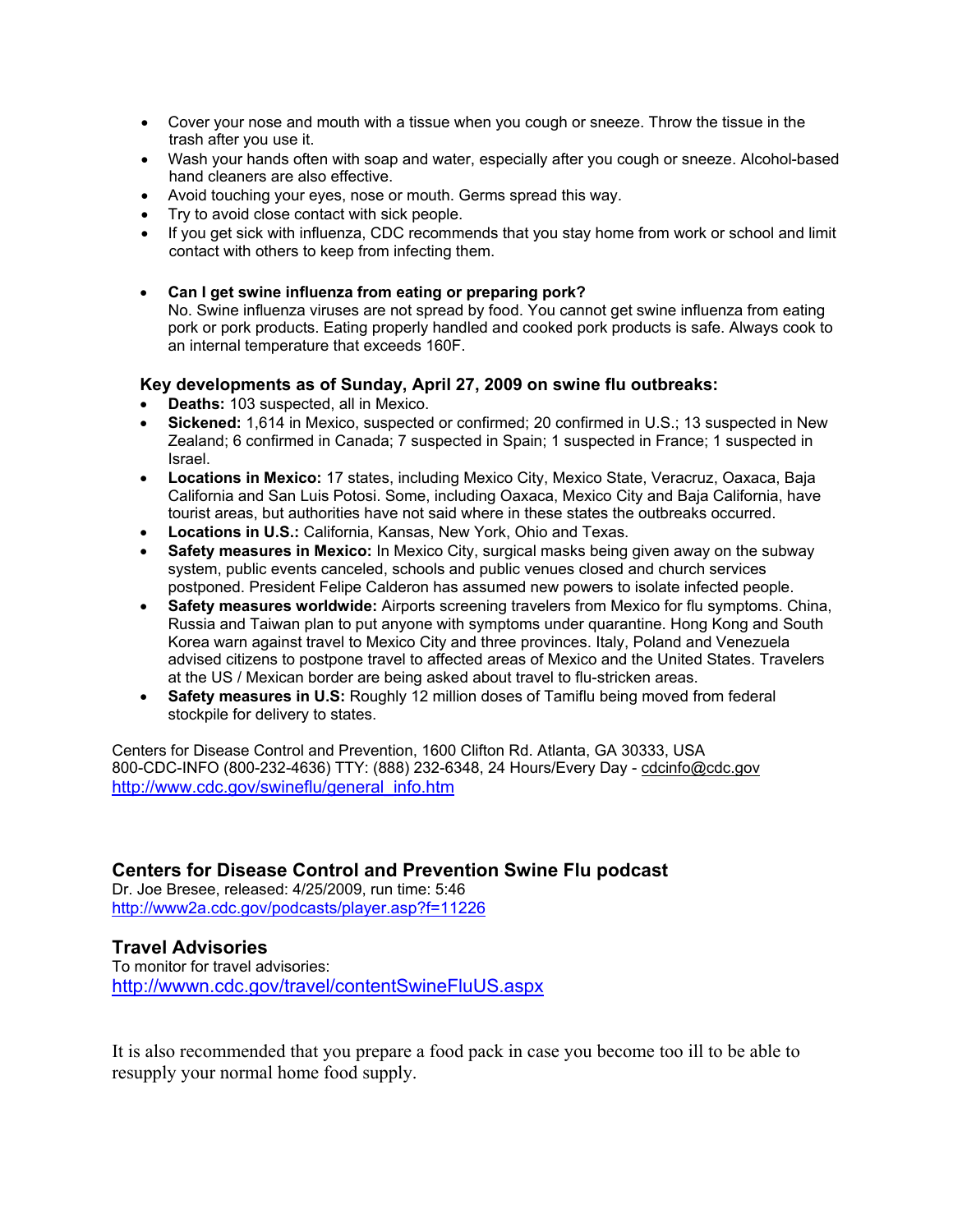- Cover your nose and mouth with a tissue when you cough or sneeze. Throw the tissue in the trash after you use it.
- Wash your hands often with soap and water, especially after you cough or sneeze. Alcohol-based hand cleaners are also effective.
- Avoid touching your eyes, nose or mouth. Germs spread this way.
- Try to avoid close contact with sick people.
- If you get sick with influenza, CDC recommends that you stay home from work or school and limit contact with others to keep from infecting them.

- **Can I get swine influenza from eating or preparing pork?**
  No. Swine influenza viruses are not spread by food. You cannot get swine influenza from eating pork or pork products. Eating properly handled and cooked pork products is safe. Always cook to an internal temperature that exceeds 160F.

### Key developments as of Sunday, April 27, 2009 on swine flu outbreaks:

- **Deaths:** 103 suspected, all in Mexico.
- **Sickened:** 1,614 in Mexico, suspected or confirmed; 20 confirmed in U.S.; 13 suspected in New Zealand; 6 confirmed in Canada; 7 suspected in Spain; 1 suspected in France; 1 suspected in Israel.
- **Locations in Mexico:** 17 states, including Mexico City, Mexico State, Veracruz, Oaxaca, Baja California and San Luis Potosi. Some, including Oaxaca, Mexico City and Baja California, have tourist areas, but authorities have not said where in these states the outbreaks occurred.
- **Locations in U.S.:** California, Kansas, New York, Ohio and Texas.
- **Safety measures in Mexico:** In Mexico City, surgical masks being given away on the subway system, public events canceled, schools and public venues closed and church services postponed. President Felipe Calderon has assumed new powers to isolate infected people.
- **Safety measures worldwide:** Airports screening travelers from Mexico for flu symptoms. China, Russia and Taiwan plan to put anyone with symptoms under quarantine. Hong Kong and South Korea warn against travel to Mexico City and three provinces. Italy, Poland and Venezuela advised citizens to postpone travel to affected areas of Mexico and the United States. Travelers at the US / Mexican border are being asked about travel to flu-stricken areas.
- **Safety measures in U.S:** Roughly 12 million doses of Tamiflu being moved from federal stockpile for delivery to states.

Centers for Disease Control and Prevention, 1600 Clifton Rd. Atlanta, GA 30333, USA
800-CDC-INFO (800-232-4636) TTY: (888) 232-6348, 24 Hours/Every Day - cdcinfo@cdc.gov
http://www.cdc.gov/swineflu/general_info.htm

## Centers for Disease Control and Prevention Swine Flu podcast

Dr. Joe Bresee, released: 4/25/2009, run time: 5:46
http://www2a.cdc.gov/podcasts/player.asp?f=11226

## Travel Advisories

To monitor for travel advisories:
http://wwwn.cdc.gov/travel/contentSwineFluUS.aspx

It is also recommended that you prepare a food pack in case you become too ill to be able to resupply your normal home food supply.